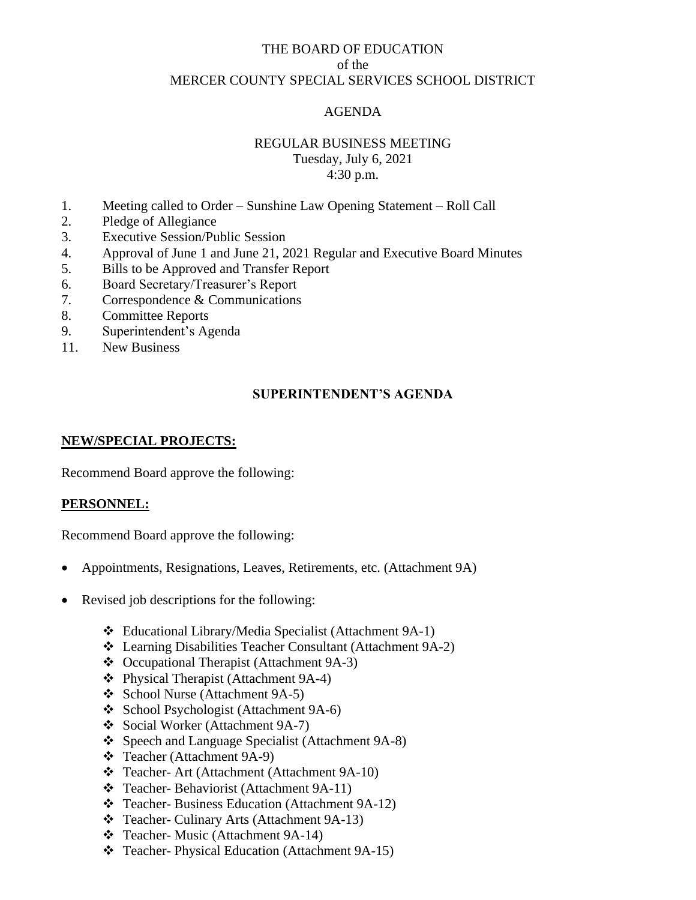THE BOARD OF EDUCATION
of the
MERCER COUNTY SPECIAL SERVICES SCHOOL DISTRICT

AGENDA

REGULAR BUSINESS MEETING
Tuesday, July 6, 2021
4:30 p.m.

1. Meeting called to Order – Sunshine Law Opening Statement – Roll Call
2. Pledge of Allegiance
3. Executive Session/Public Session
4. Approval of June 1 and June 21, 2021 Regular and Executive Board Minutes
5. Bills to be Approved and Transfer Report
6. Board Secretary/Treasurer's Report
7. Correspondence & Communications
8. Committee Reports
9. Superintendent's Agenda

11. New Business

## SUPERINTENDENT'S AGENDA

**NEW/SPECIAL PROJECTS:**

Recommend Board approve the following:

**PERSONNEL:**

Recommend Board approve the following:

- Appointments, Resignations, Leaves, Retirements, etc. (Attachment 9A)
- Revised job descriptions for the following:
  - ❖ Educational Library/Media Specialist (Attachment 9A-1)
  - ❖ Learning Disabilities Teacher Consultant (Attachment 9A-2)
  - ❖ Occupational Therapist (Attachment 9A-3)
  - ❖ Physical Therapist (Attachment 9A-4)
  - ❖ School Nurse (Attachment 9A-5)
  - ❖ School Psychologist (Attachment 9A-6)
  - ❖ Social Worker (Attachment 9A-7)
  - ❖ Speech and Language Specialist (Attachment 9A-8)
  - ❖ Teacher (Attachment 9A-9)
  - ❖ Teacher- Art (Attachment (Attachment 9A-10)
  - ❖ Teacher- Behaviorist (Attachment 9A-11)
  - ❖ Teacher- Business Education (Attachment 9A-12)
  - ❖ Teacher- Culinary Arts (Attachment 9A-13)
  - ❖ Teacher- Music (Attachment 9A-14)
  - ❖ Teacher- Physical Education (Attachment 9A-15)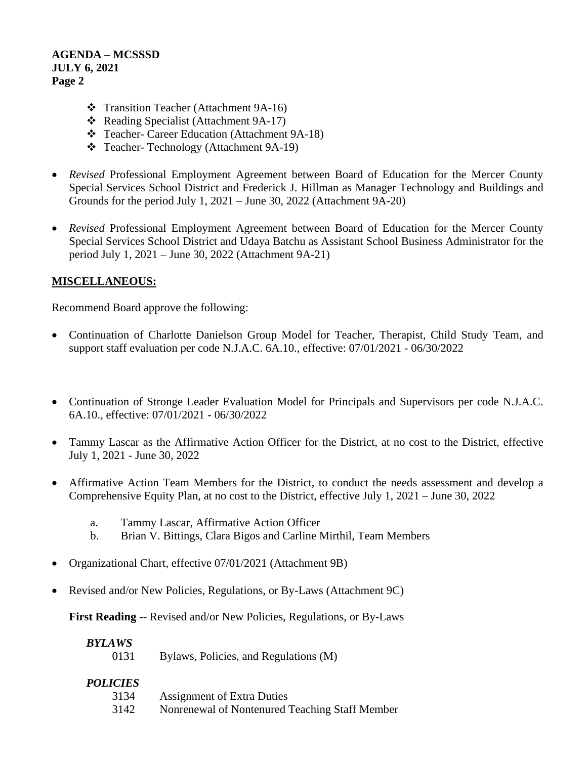- ❖ Transition Teacher (Attachment 9A-16)
  - ❖ Reading Specialist (Attachment 9A-17)
  - ❖ Teacher- Career Education (Attachment 9A-18)
  - ❖ Teacher- Technology (Attachment 9A-19)

- *Revised* Professional Employment Agreement between Board of Education for the Mercer County Special Services School District and Frederick J. Hillman as Manager Technology and Buildings and Grounds for the period July 1, 2021 – June 30, 2022 (Attachment 9A-20)

- *Revised* Professional Employment Agreement between Board of Education for the Mercer County Special Services School District and Udaya Batchu as Assistant School Business Administrator for the period July 1, 2021 – June 30, 2022 (Attachment 9A-21)

## MISCELLANEOUS:

Recommend Board approve the following:

- Continuation of Charlotte Danielson Group Model for Teacher, Therapist, Child Study Team, and support staff evaluation per code N.J.A.C. 6A.10., effective: 07/01/2021 - 06/30/2022

- Continuation of Stronge Leader Evaluation Model for Principals and Supervisors per code N.J.A.C. 6A.10., effective: 07/01/2021 - 06/30/2022

- Tammy Lascar as the Affirmative Action Officer for the District, at no cost to the District, effective July 1, 2021 - June 30, 2022

- Affirmative Action Team Members for the District, to conduct the needs assessment and develop a Comprehensive Equity Plan, at no cost to the District, effective July 1, 2021 – June 30, 2022

  a. Tammy Lascar, Affirmative Action Officer
  b. Brian V. Bittings, Clara Bigos and Carline Mirthil, Team Members

- Organizational Chart, effective 07/01/2021 (Attachment 9B)

- Revised and/or New Policies, Regulations, or By-Laws (Attachment 9C)

  **First Reading** -- Revised and/or New Policies, Regulations, or By-Laws

  ***BYLAWS***

  0131 Bylaws, Policies, and Regulations (M)

  ***POLICIES***

  3134 Assignment of Extra Duties
  3142 Nonrenewal of Nontenured Teaching Staff Member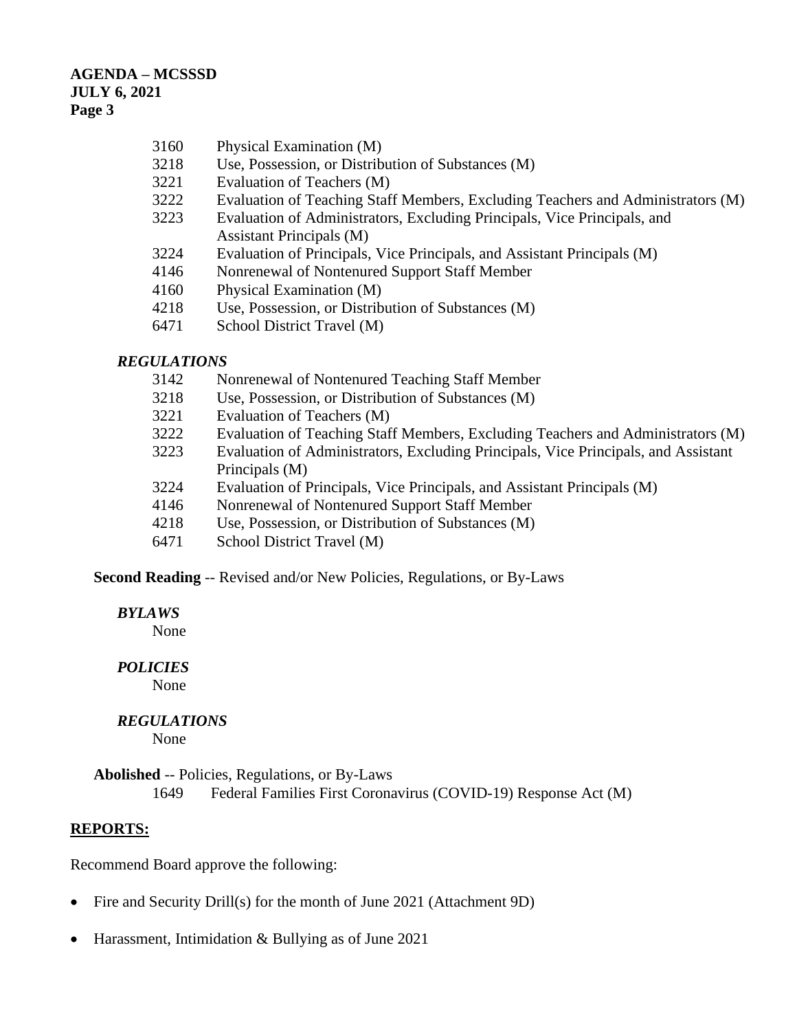3160 Physical Examination (M)
3218 Use, Possession, or Distribution of Substances (M)
3221 Evaluation of Teachers (M)
3222 Evaluation of Teaching Staff Members, Excluding Teachers and Administrators (M)
3223 Evaluation of Administrators, Excluding Principals, Vice Principals, and Assistant Principals (M)
3224 Evaluation of Principals, Vice Principals, and Assistant Principals (M)
4146 Nonrenewal of Nontenured Support Staff Member
4160 Physical Examination (M)
4218 Use, Possession, or Distribution of Substances (M)
6471 School District Travel (M)

***REGULATIONS***

3142 Nonrenewal of Nontenured Teaching Staff Member
3218 Use, Possession, or Distribution of Substances (M)
3221 Evaluation of Teachers (M)
3222 Evaluation of Teaching Staff Members, Excluding Teachers and Administrators (M)
3223 Evaluation of Administrators, Excluding Principals, Vice Principals, and Assistant Principals (M)
3224 Evaluation of Principals, Vice Principals, and Assistant Principals (M)
4146 Nonrenewal of Nontenured Support Staff Member
4218 Use, Possession, or Distribution of Substances (M)
6471 School District Travel (M)

**Second Reading** -- Revised and/or New Policies, Regulations, or By-Laws

***BYLAWS***

None

***POLICIES***

None

***REGULATIONS***

None

**Abolished** -- Policies, Regulations, or By-Laws

1649 Federal Families First Coronavirus (COVID-19) Response Act (M)

## **REPORTS:**

Recommend Board approve the following:

- Fire and Security Drill(s) for the month of June 2021 (Attachment 9D)
- Harassment, Intimidation & Bullying as of June 2021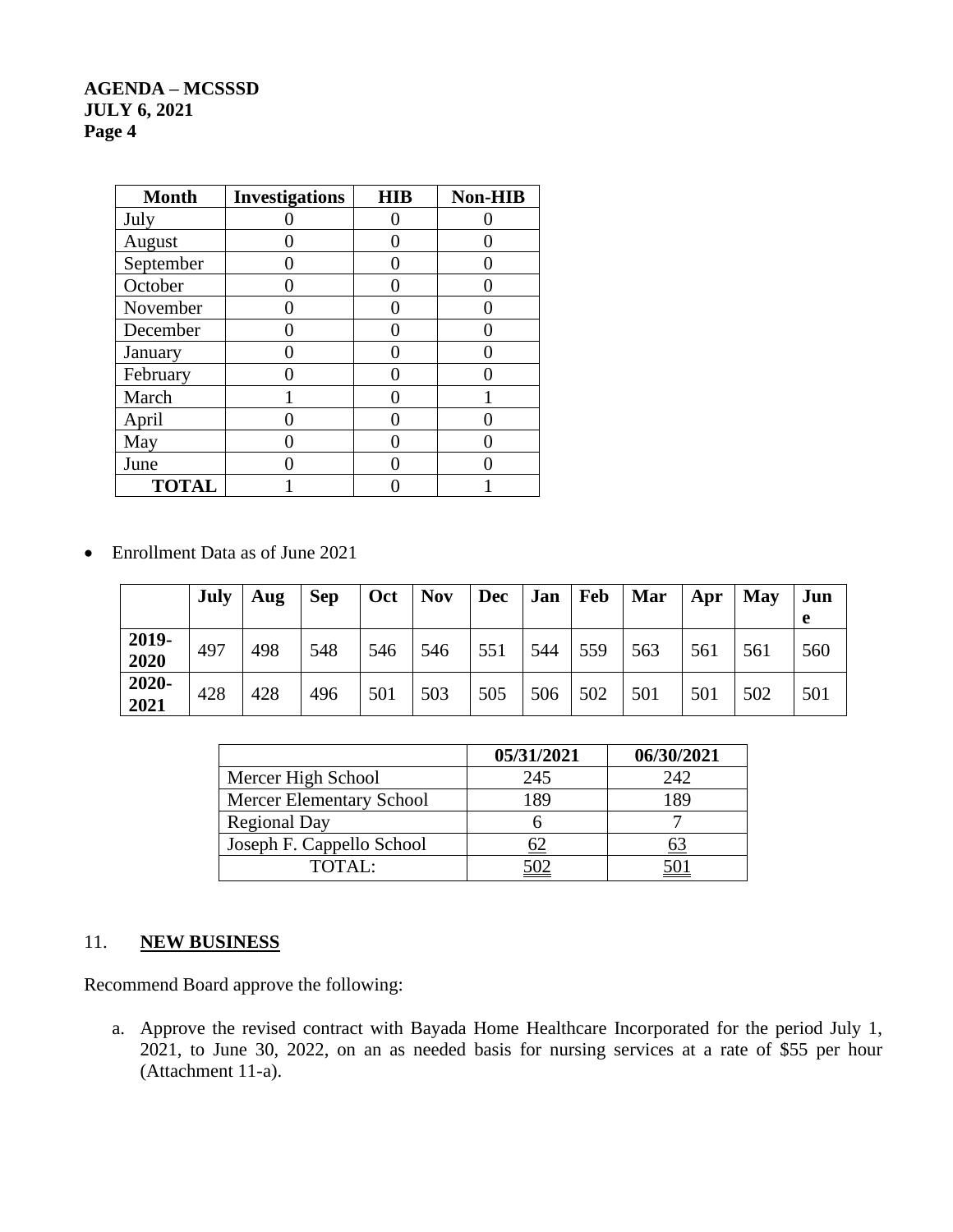| Month | Investigations | HIB | Non-HIB |
|---|---|---|---|
| July | 0 | 0 | 0 |
| August | 0 | 0 | 0 |
| September | 0 | 0 | 0 |
| October | 0 | 0 | 0 |
| November | 0 | 0 | 0 |
| December | 0 | 0 | 0 |
| January | 0 | 0 | 0 |
| February | 0 | 0 | 0 |
| March | 1 | 0 | 1 |
| April | 0 | 0 | 0 |
| May | 0 | 0 | 0 |
| June | 0 | 0 | 0 |
| **TOTAL** | 1 | 0 | 1 |

- Enrollment Data as of June 2021

| | July | Aug | Sep | Oct | Nov | Dec | Jan | Feb | Mar | Apr | May | June |
|---|---|---|---|---|---|---|---|---|---|---|---|---|
| **2019-2020** | 497 | 498 | 548 | 546 | 546 | 551 | 544 | 559 | 563 | 561 | 561 | 560 |
| **2020-2021** | 428 | 428 | 496 | 501 | 503 | 505 | 506 | 502 | 501 | 501 | 502 | 501 |

| | 05/31/2021 | 06/30/2021 |
|---|---|---|
| Mercer High School | 245 | 242 |
| Mercer Elementary School | 189 | 189 |
| Regional Day | 6 | 7 |
| Joseph F. Cappello School | 62 | 63 |
| TOTAL: | 502 | 501 |

## 11. **NEW BUSINESS**

Recommend Board approve the following:

a. Approve the revised contract with Bayada Home Healthcare Incorporated for the period July 1, 2021, to June 30, 2022, on an as needed basis for nursing services at a rate of $55 per hour (Attachment 11-a).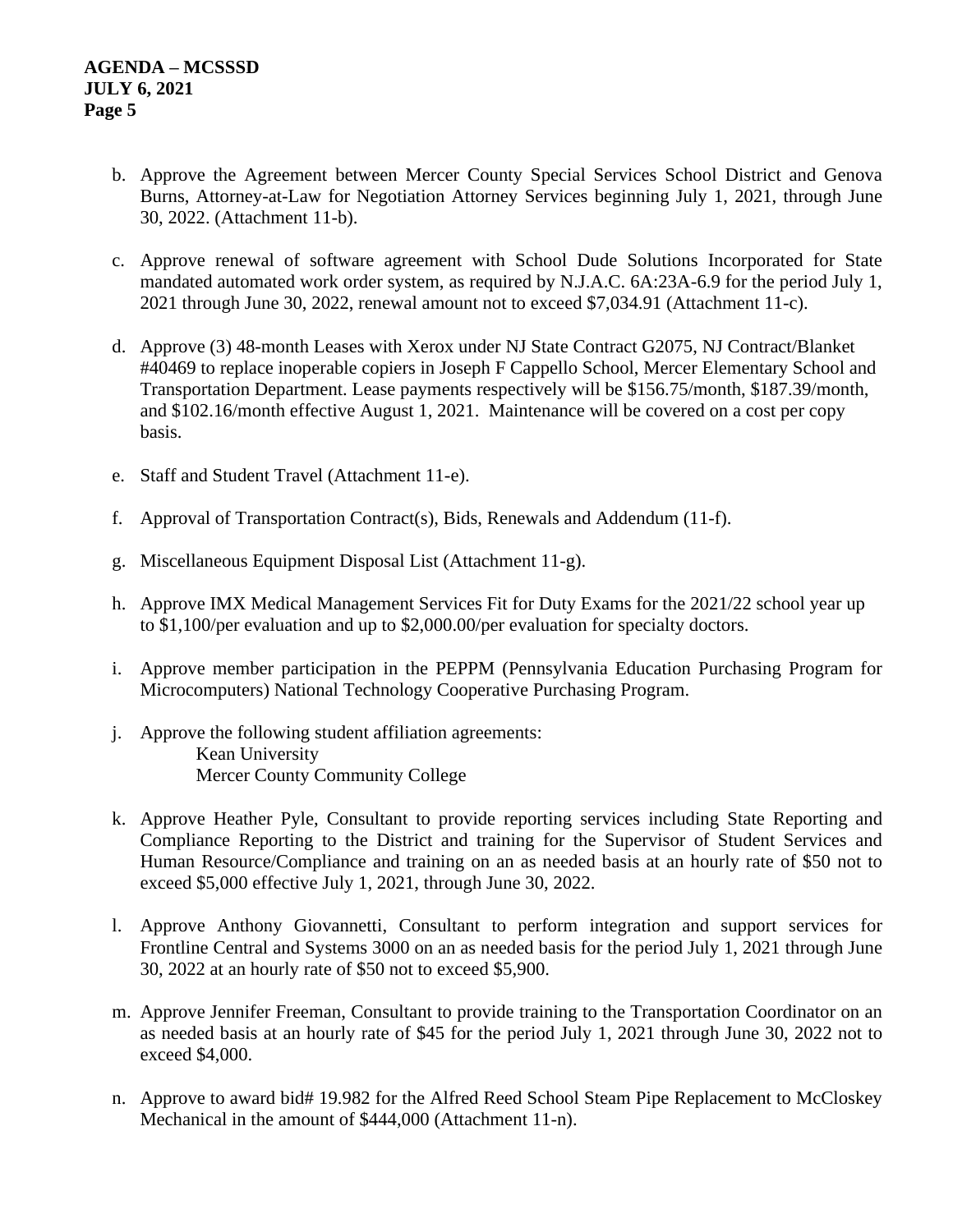b. Approve the Agreement between Mercer County Special Services School District and Genova Burns, Attorney-at-Law for Negotiation Attorney Services beginning July 1, 2021, through June 30, 2022. (Attachment 11-b).

c. Approve renewal of software agreement with School Dude Solutions Incorporated for State mandated automated work order system, as required by N.J.A.C. 6A:23A-6.9 for the period July 1, 2021 through June 30, 2022, renewal amount not to exceed $7,034.91 (Attachment 11-c).

d. Approve (3) 48-month Leases with Xerox under NJ State Contract G2075, NJ Contract/Blanket #40469 to replace inoperable copiers in Joseph F Cappello School, Mercer Elementary School and Transportation Department. Lease payments respectively will be $156.75/month, $187.39/month, and $102.16/month effective August 1, 2021. Maintenance will be covered on a cost per copy basis.

e. Staff and Student Travel (Attachment 11-e).

f. Approval of Transportation Contract(s), Bids, Renewals and Addendum (11-f).

g. Miscellaneous Equipment Disposal List (Attachment 11-g).

h. Approve IMX Medical Management Services Fit for Duty Exams for the 2021/22 school year up to $1,100/per evaluation and up to $2,000.00/per evaluation for specialty doctors.

i. Approve member participation in the PEPPM (Pennsylvania Education Purchasing Program for Microcomputers) National Technology Cooperative Purchasing Program.

j. Approve the following student affiliation agreements:
   - Kean University
   - Mercer County Community College

k. Approve Heather Pyle, Consultant to provide reporting services including State Reporting and Compliance Reporting to the District and training for the Supervisor of Student Services and Human Resource/Compliance and training on an as needed basis at an hourly rate of $50 not to exceed $5,000 effective July 1, 2021, through June 30, 2022.

l. Approve Anthony Giovannetti, Consultant to perform integration and support services for Frontline Central and Systems 3000 on an as needed basis for the period July 1, 2021 through June 30, 2022 at an hourly rate of $50 not to exceed $5,900.

m. Approve Jennifer Freeman, Consultant to provide training to the Transportation Coordinator on an as needed basis at an hourly rate of $45 for the period July 1, 2021 through June 30, 2022 not to exceed $4,000.

n. Approve to award bid# 19.982 for the Alfred Reed School Steam Pipe Replacement to McCloskey Mechanical in the amount of $444,000 (Attachment 11-n).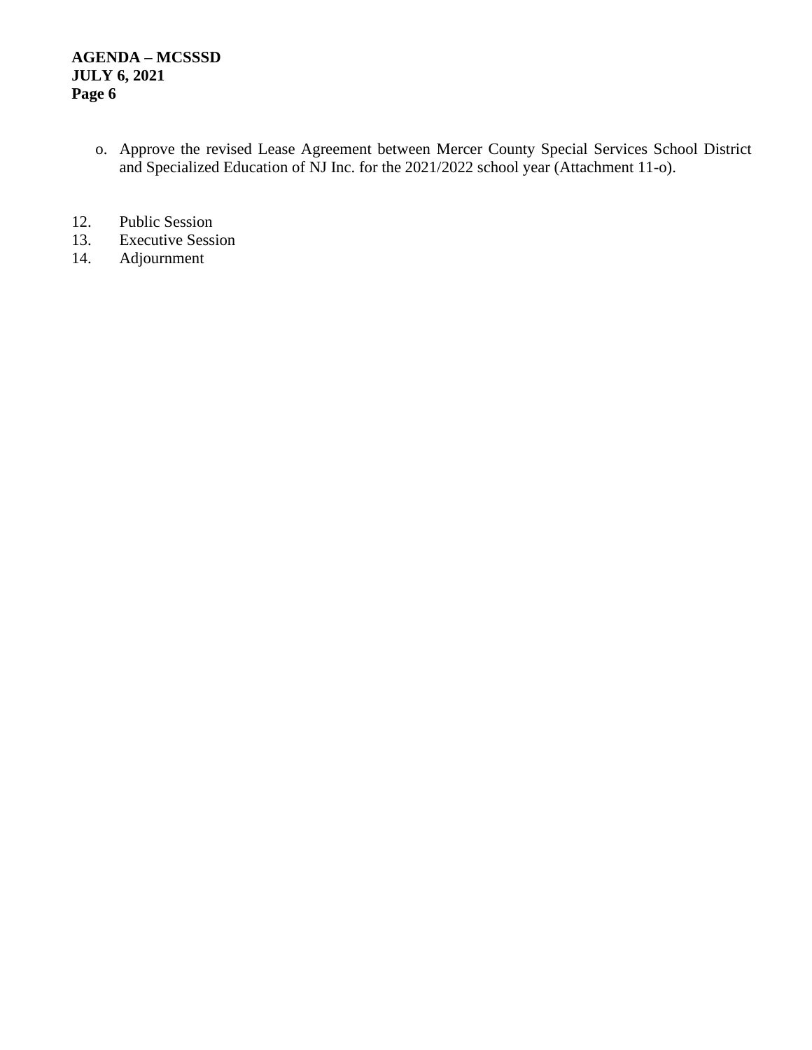o. Approve the revised Lease Agreement between Mercer County Special Services School District and Specialized Education of NJ Inc. for the 2021/2022 school year (Attachment 11-o).

12. Public Session
13. Executive Session
14. Adjournment